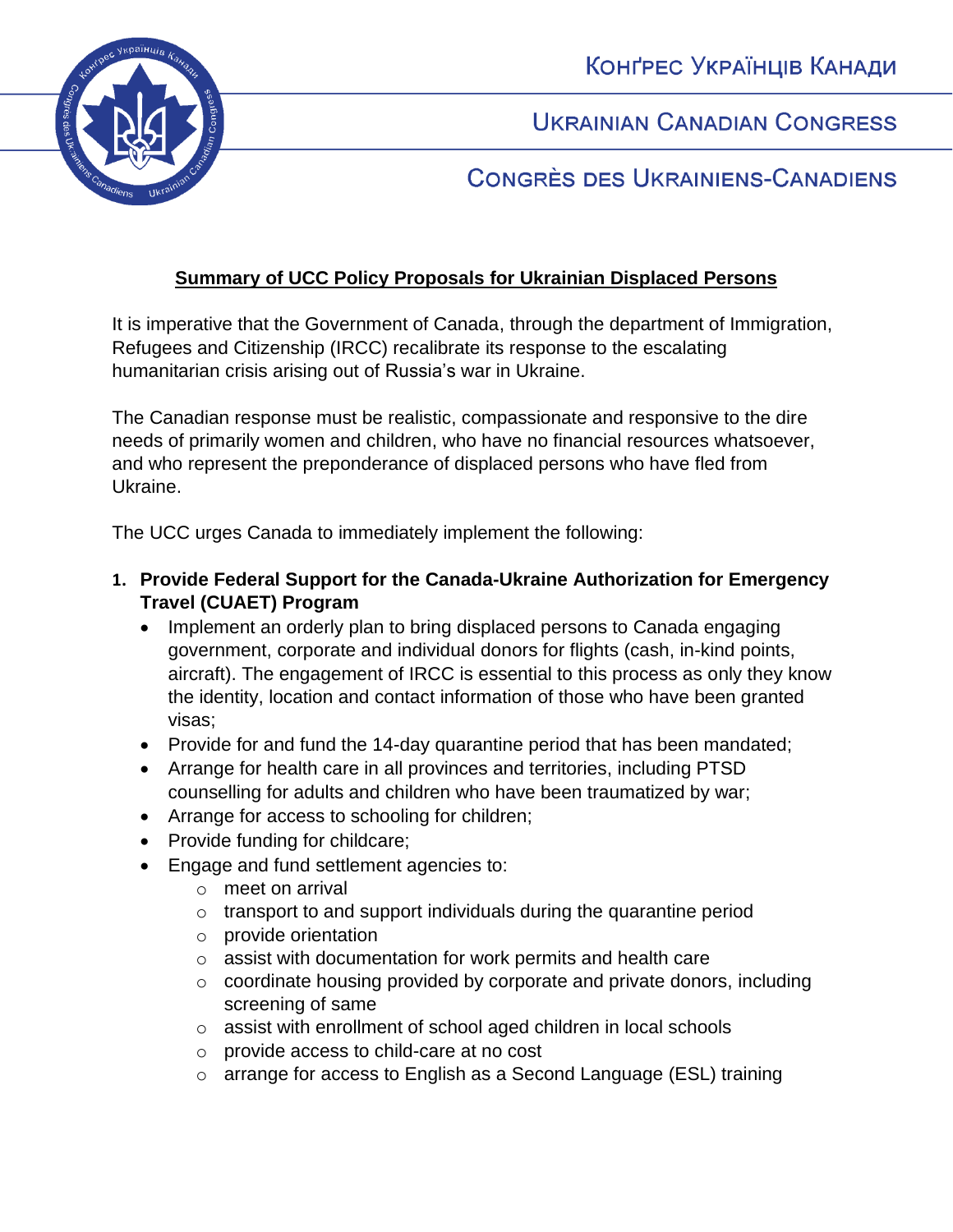Конґрес Українців Канади

Ukrainian Canadian Congress

Congrès des Ukrainiens-Canadiens

## Summary of UCC Policy Proposals for Ukrainian Displaced Persons

It is imperative that the Government of Canada, through the department of Immigration, Refugees and Citizenship (IRCC) recalibrate its response to the escalating humanitarian crisis arising out of Russia's war in Ukraine.

The Canadian response must be realistic, compassionate and responsive to the dire needs of primarily women and children, who have no financial resources whatsoever, and who represent the preponderance of displaced persons who have fled from Ukraine.

The UCC urges Canada to immediately implement the following:

1. **Provide Federal Support for the Canada-Ukraine Authorization for Emergency Travel (CUAET) Program**
   - Implement an orderly plan to bring displaced persons to Canada engaging government, corporate and individual donors for flights (cash, in-kind points, aircraft). The engagement of IRCC is essential to this process as only they know the identity, location and contact information of those who have been granted visas;
   - Provide for and fund the 14-day quarantine period that has been mandated;
   - Arrange for health care in all provinces and territories, including PTSD counselling for adults and children who have been traumatized by war;
   - Arrange for access to schooling for children;
   - Provide funding for childcare;
   - Engage and fund settlement agencies to:
     - meet on arrival
     - transport to and support individuals during the quarantine period
     - provide orientation
     - assist with documentation for work permits and health care
     - coordinate housing provided by corporate and private donors, including screening of same
     - assist with enrollment of school aged children in local schools
     - provide access to child-care at no cost
     - arrange for access to English as a Second Language (ESL) training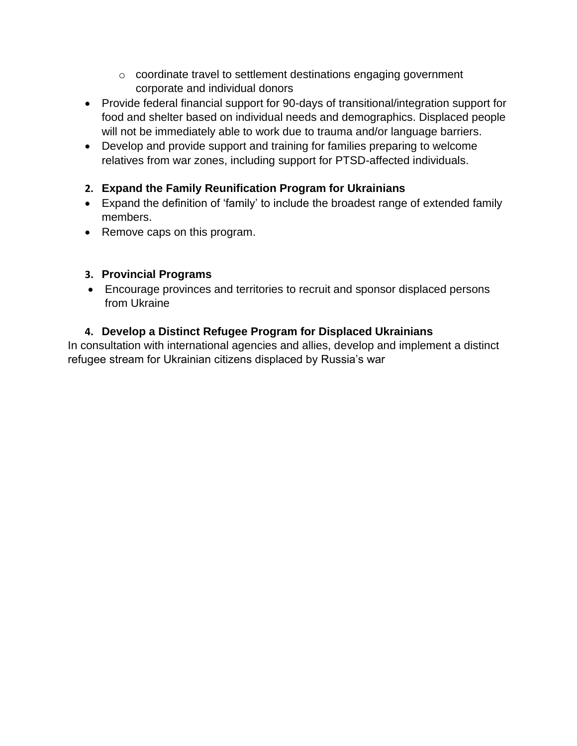- coordinate travel to settlement destinations engaging government corporate and individual donors
- Provide federal financial support for 90-days of transitional/integration support for food and shelter based on individual needs and demographics. Displaced people will not be immediately able to work due to trauma and/or language barriers.
- Develop and provide support and training for families preparing to welcome relatives from war zones, including support for PTSD-affected individuals.

2. **Expand the Family Reunification Program for Ukrainians**

- Expand the definition of 'family' to include the broadest range of extended family members.
- Remove caps on this program.

3. **Provincial Programs**

- Encourage provinces and territories to recruit and sponsor displaced persons from Ukraine

4. **Develop a Distinct Refugee Program for Displaced Ukrainians**

In consultation with international agencies and allies, develop and implement a distinct refugee stream for Ukrainian citizens displaced by Russia's war